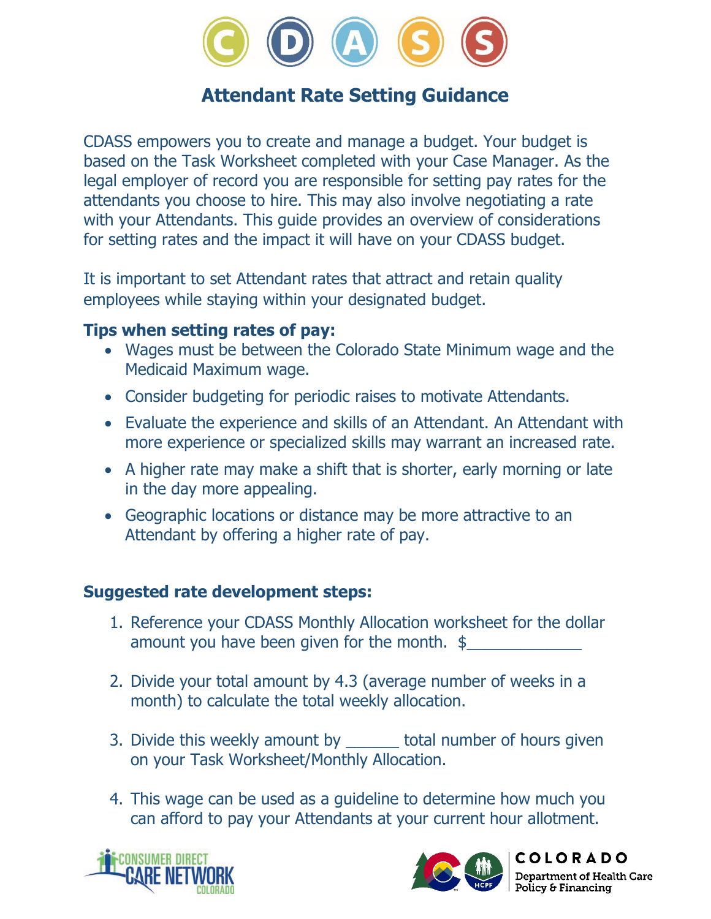# Attendant Rate Setting Guidance

CDASS empowers you to create and manage a budget. Your budget is based on the Task Worksheet completed with your Case Manager. As the legal employer of record you are responsible for setting pay rates for the attendants you choose to hire. This may also involve negotiating a rate with your Attendants. This guide provides an overview of considerations for setting rates and the impact it will have on your CDASS budget.

It is important to set Attendant rates that attract and retain quality employees while staying within your designated budget.

### Tips when setting rates of pay:

- Wages must be between the Colorado State Minimum wage and the Medicaid Maximum wage.
- Consider budgeting for periodic raises to motivate Attendants.
- Evaluate the experience and skills of an Attendant. An Attendant with more experience or specialized skills may warrant an increased rate.
- A higher rate may make a shift that is shorter, early morning or late in the day more appealing.
- Geographic locations or distance may be more attractive to an Attendant by offering a higher rate of pay.

### Suggested rate development steps:

1. Reference your CDASS Monthly Allocation worksheet for the dollar amount you have been given for the month. $____________
2. Divide your total amount by 4.3 (average number of weeks in a month) to calculate the total weekly allocation.
3. Divide this weekly amount by ______ total number of hours given on your Task Worksheet/Monthly Allocation.
4. This wage can be used as a guideline to determine how much you can afford to pay your Attendants at your current hour allotment.

CONSUMER DIRECT CARE NETWORK COLORADO

COLORADO Department of Health Care Policy & Financing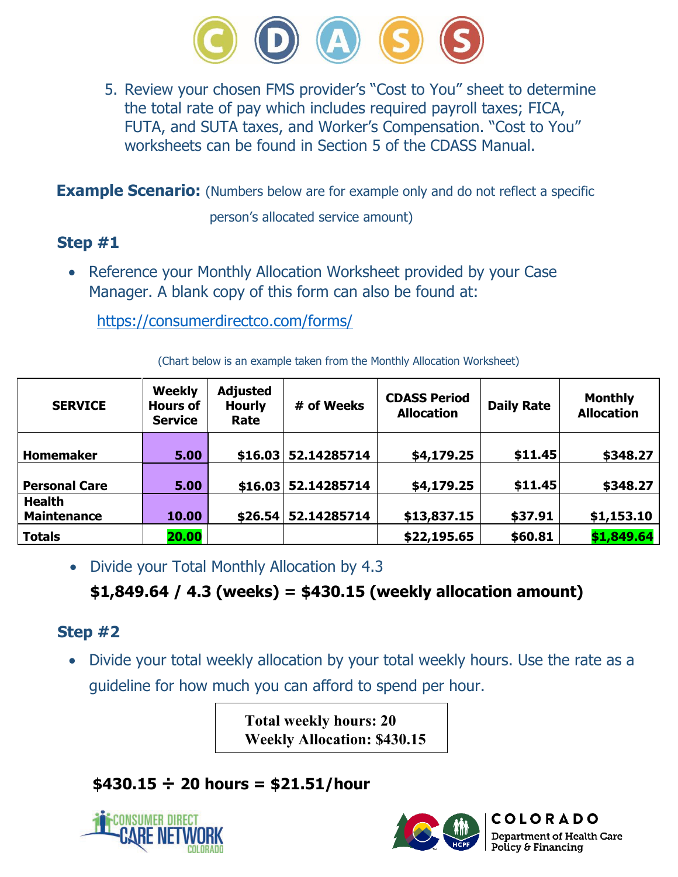5. Review your chosen FMS provider's "Cost to You" sheet to determine the total rate of pay which includes required payroll taxes; FICA, FUTA, and SUTA taxes, and Worker's Compensation. "Cost to You" worksheets can be found in Section 5 of the CDASS Manual.

**Example Scenario:** (Numbers below are for example only and do not reflect a specific person's allocated service amount)

### Step #1

- Reference your Monthly Allocation Worksheet provided by your Case Manager. A blank copy of this form can also be found at:

  https://consumerdirectco.com/forms/

(Chart below is an example taken from the Monthly Allocation Worksheet)

| SERVICE | Weekly Hours of Service | Adjusted Hourly Rate | # of Weeks | CDASS Period Allocation | Daily Rate | Monthly Allocation |
|---|---|---|---|---|---|---|
| Homemaker | 5.00 | $16.03 | 52.14285714 | $4,179.25 | $11.45 | $348.27 |
| Personal Care | 5.00 | $16.03 | 52.14285714 | $4,179.25 | $11.45 | $348.27 |
| Health Maintenance | 10.00 | $26.54 | 52.14285714 | $13,837.15 | $37.91 | $1,153.10 |
| **Totals** | **20.00** | | | **$22,195.65** | **$60.81** | **$1,849.64** |

- Divide your Total Monthly Allocation by 4.3

  **$1,849.64 / 4.3 (weeks) = $430.15 (weekly allocation amount)**

### Step #2

- Divide your total weekly allocation by your total weekly hours. Use the rate as a guideline for how much you can afford to spend per hour.

**Total weekly hours: 20**
**Weekly Allocation: $430.15**

**$430.15 ÷ 20 hours = $21.51/hour**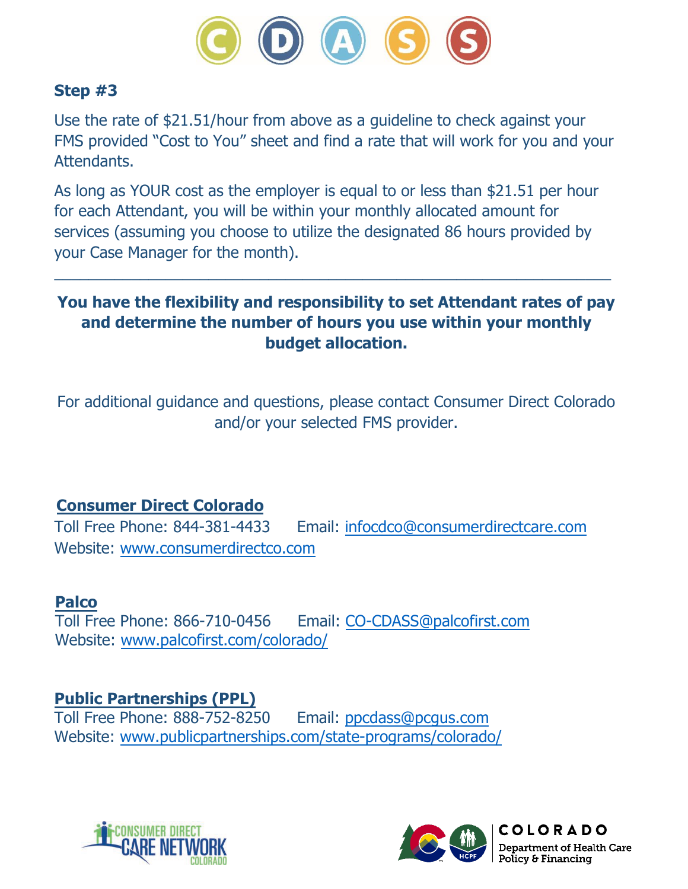## Step #3

Use the rate of $21.51/hour from above as a guideline to check against your FMS provided "Cost to You" sheet and find a rate that will work for you and your Attendants.

As long as YOUR cost as the employer is equal to or less than $21.51 per hour for each Attendant, you will be within your monthly allocated amount for services (assuming you choose to utilize the designated 86 hours provided by your Case Manager for the month).

---

**You have the flexibility and responsibility to set Attendant rates of pay and determine the number of hours you use within your monthly budget allocation.**

For additional guidance and questions, please contact Consumer Direct Colorado and/or your selected FMS provider.

**Consumer Direct Colorado**
Toll Free Phone: 844-381-4433 Email: infocdco@consumerdirectcare.com
Website: www.consumerdirectco.com

**Palco**
Toll Free Phone: 866-710-0456 Email: CO-CDASS@palcofirst.com
Website: www.palcofirst.com/colorado/

**Public Partnerships (PPL)**
Toll Free Phone: 888-752-8250 Email: ppcdass@pcgus.com
Website: www.publicpartnerships.com/state-programs/colorado/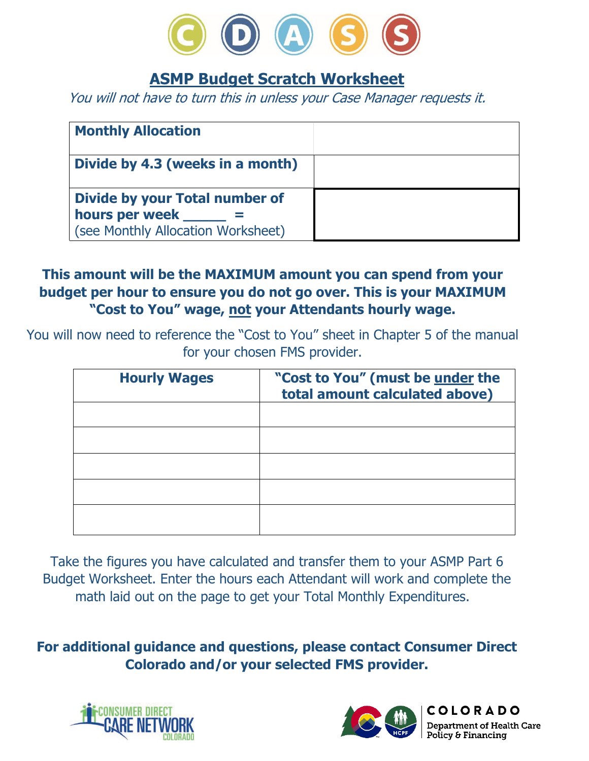# ASMP Budget Scratch Worksheet

*You will not have to turn this in unless your Case Manager requests it.*

| | |
|---|---|
| **Monthly Allocation** | |
| **Divide by 4.3 (weeks in a month)** | |
| **Divide by your Total number of hours per week _____ =** (see Monthly Allocation Worksheet) | |

**This amount will be the MAXIMUM amount you can spend from your budget per hour to ensure you do not go over. This is your MAXIMUM "Cost to You" wage, not your Attendants hourly wage.**

You will now need to reference the "Cost to You" sheet in Chapter 5 of the manual for your chosen FMS provider.

| Hourly Wages | "Cost to You" (must be under the total amount calculated above) |
|---|---|
| | |
| | |
| | |
| | |
| | |

Take the figures you have calculated and transfer them to your ASMP Part 6 Budget Worksheet. Enter the hours each Attendant will work and complete the math laid out on the page to get your Total Monthly Expenditures.

**For additional guidance and questions, please contact Consumer Direct Colorado and/or your selected FMS provider.**